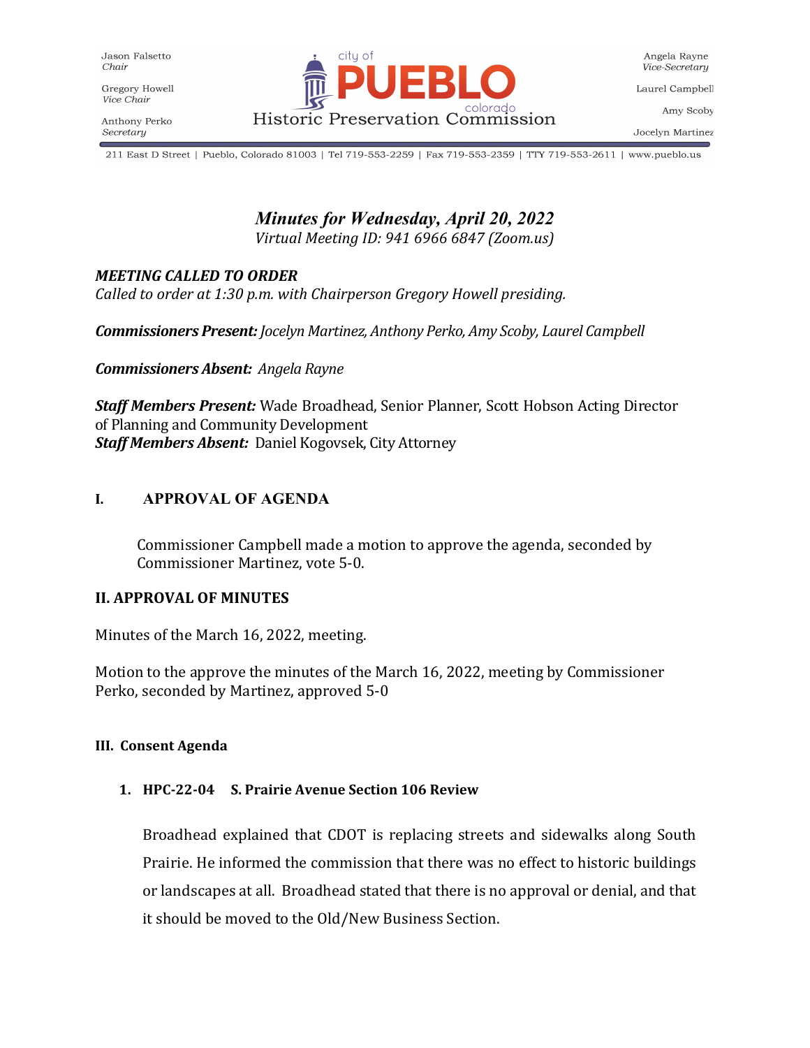Jason Falsetto
*Chair*

Gregory Howell
*Vice Chair*

Anthony Perko
*Secretary*

city of **PUEBLO** colorado
Historic Preservation Commission

Angela Rayne
*Vice-Secretary*

Laurel Campbell

Amy Scoby

Jocelyn Martinez

211 East D Street | Pueblo, Colorado 81003 | Tel 719-553-2259 | Fax 719-553-2359 | TTY 719-553-2611 | www.pueblo.us

## *Minutes for Wednesday, April 20, 2022*

*Virtual Meeting ID: 941 6966 6847 (Zoom.us)*

***MEETING CALLED TO ORDER***
*Called to order at 1:30 p.m. with Chairperson Gregory Howell presiding.*

***Commissioners Present:*** *Jocelyn Martinez, Anthony Perko, Amy Scoby, Laurel Campbell*

***Commissioners Absent:*** *Angela Rayne*

***Staff Members Present:*** Wade Broadhead, Senior Planner, Scott Hobson Acting Director of Planning and Community Development
***Staff Members Absent:*** Daniel Kogovsek, City Attorney

## I. APPROVAL OF AGENDA

Commissioner Campbell made a motion to approve the agenda, seconded by Commissioner Martinez, vote 5-0.

## II. APPROVAL OF MINUTES

Minutes of the March 16, 2022, meeting.

Motion to the approve the minutes of the March 16, 2022, meeting by Commissioner Perko, seconded by Martinez, approved 5-0

### III. Consent Agenda

1. **HPC-22-04 S. Prairie Avenue Section 106 Review**

   Broadhead explained that CDOT is replacing streets and sidewalks along South Prairie. He informed the commission that there was no effect to historic buildings or landscapes at all. Broadhead stated that there is no approval or denial, and that it should be moved to the Old/New Business Section.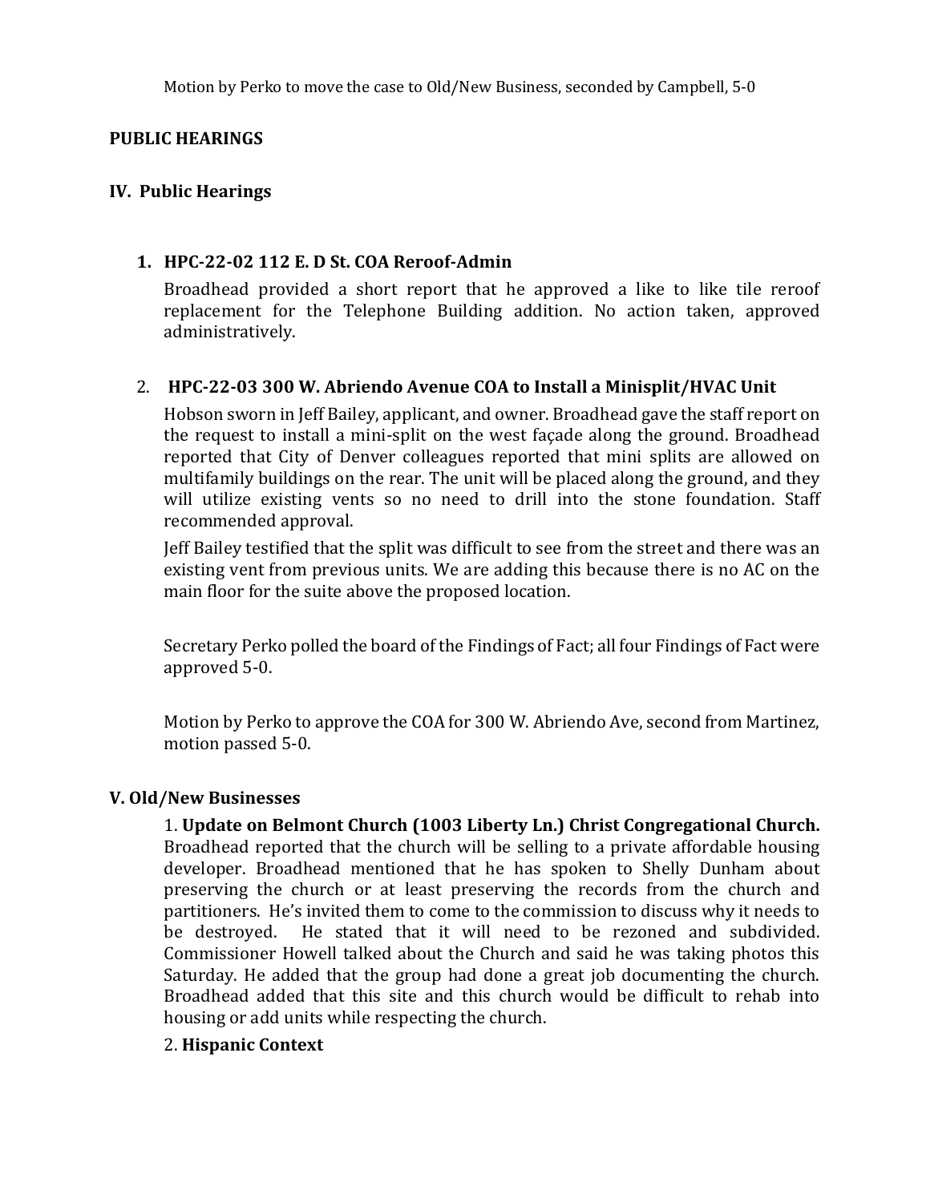Motion by Perko to move the case to Old/New Business, seconded by Campbell, 5-0

## PUBLIC HEARINGS

## IV. Public Hearings

### 1. HPC-22-02 112 E. D St. COA Reroof-Admin

Broadhead provided a short report that he approved a like to like tile reroof replacement for the Telephone Building addition. No action taken, approved administratively.

### 2. HPC-22-03 300 W. Abriendo Avenue COA to Install a Minisplit/HVAC Unit

Hobson sworn in Jeff Bailey, applicant, and owner. Broadhead gave the staff report on the request to install a mini-split on the west façade along the ground. Broadhead reported that City of Denver colleagues reported that mini splits are allowed on multifamily buildings on the rear. The unit will be placed along the ground, and they will utilize existing vents so no need to drill into the stone foundation. Staff recommended approval.

Jeff Bailey testified that the split was difficult to see from the street and there was an existing vent from previous units. We are adding this because there is no AC on the main floor for the suite above the proposed location.

Secretary Perko polled the board of the Findings of Fact; all four Findings of Fact were approved 5-0.

Motion by Perko to approve the COA for 300 W. Abriendo Ave, second from Martinez, motion passed 5-0.

## V. Old/New Businesses

1. **Update on Belmont Church (1003 Liberty Ln.) Christ Congregational Church.** Broadhead reported that the church will be selling to a private affordable housing developer. Broadhead mentioned that he has spoken to Shelly Dunham about preserving the church or at least preserving the records from the church and partitioners. He's invited them to come to the commission to discuss why it needs to be destroyed. He stated that it will need to be rezoned and subdivided. Commissioner Howell talked about the Church and said he was taking photos this Saturday. He added that the group had done a great job documenting the church. Broadhead added that this site and this church would be difficult to rehab into housing or add units while respecting the church.

2. **Hispanic Context**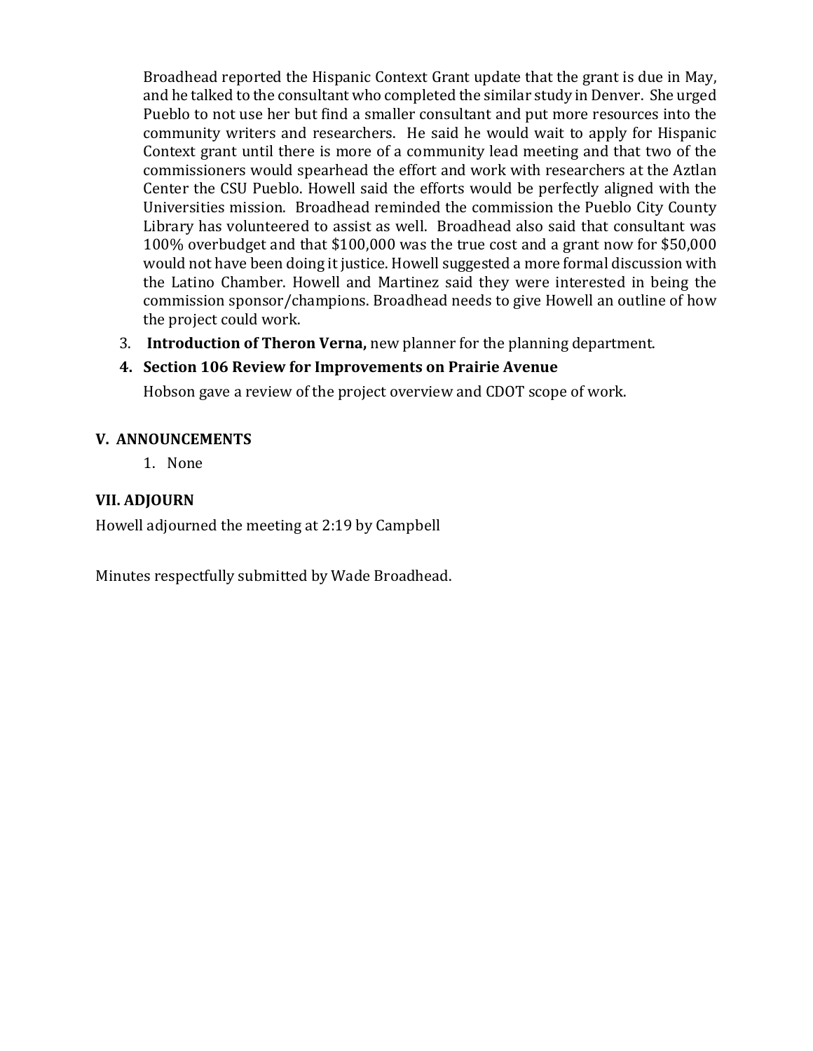Broadhead reported the Hispanic Context Grant update that the grant is due in May, and he talked to the consultant who completed the similar study in Denver. She urged Pueblo to not use her but find a smaller consultant and put more resources into the community writers and researchers. He said he would wait to apply for Hispanic Context grant until there is more of a community lead meeting and that two of the commissioners would spearhead the effort and work with researchers at the Aztlan Center the CSU Pueblo. Howell said the efforts would be perfectly aligned with the Universities mission. Broadhead reminded the commission the Pueblo City County Library has volunteered to assist as well. Broadhead also said that consultant was 100% overbudget and that $100,000 was the true cost and a grant now for $50,000 would not have been doing it justice. Howell suggested a more formal discussion with the Latino Chamber. Howell and Martinez said they were interested in being the commission sponsor/champions. Broadhead needs to give Howell an outline of how the project could work.

3. **Introduction of Theron Verna,** new planner for the planning department.
4. **Section 106 Review for Improvements on Prairie Avenue**

   Hobson gave a review of the project overview and CDOT scope of work.

## V. ANNOUNCEMENTS

1. None

## VII. ADJOURN

Howell adjourned the meeting at 2:19 by Campbell

Minutes respectfully submitted by Wade Broadhead.